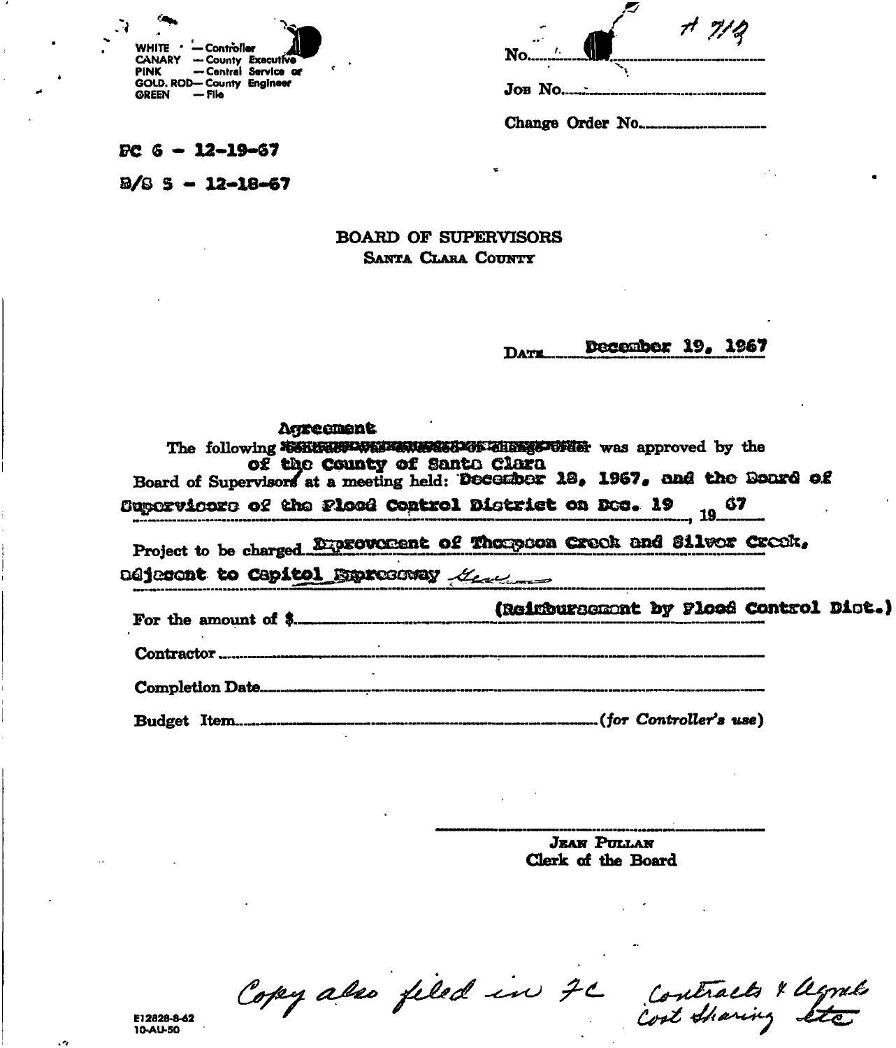WHITE — Controller
CANARY — County Executive
PINK — Central Service or
GOLD. ROD— County Engineer
GREEN — File

No. A 719

Job No.

Change Order No.

FC 6 - 12-19-67

B/S 5 - 12-18-67

# BOARD OF SUPERVISORS
## SANTA CLARA COUNTY

DATE December 19, 1967

The following ~~contract was awarded or change order~~ Agreement was approved by the Board of Supervisors of the County of Santa Clara at a meeting held: December 18, 1967, and the Board of Supervisors of the Flood Control District on Dec. 19, 1967

Project to be charged Improvement of Thompson Creek and Silver Creek, adjacent to Capitol Expressway Gen

For the amount of $ (Reimbursement by Flood Control Dist.)

Contractor

Completion Date

Budget Item (*for Controller's use*)

JEAN PULLAN
Clerk of the Board

*Copy also filed in FC Contracts & Agmts Cost Sharing etc*

E12828-8-62
10-AU-50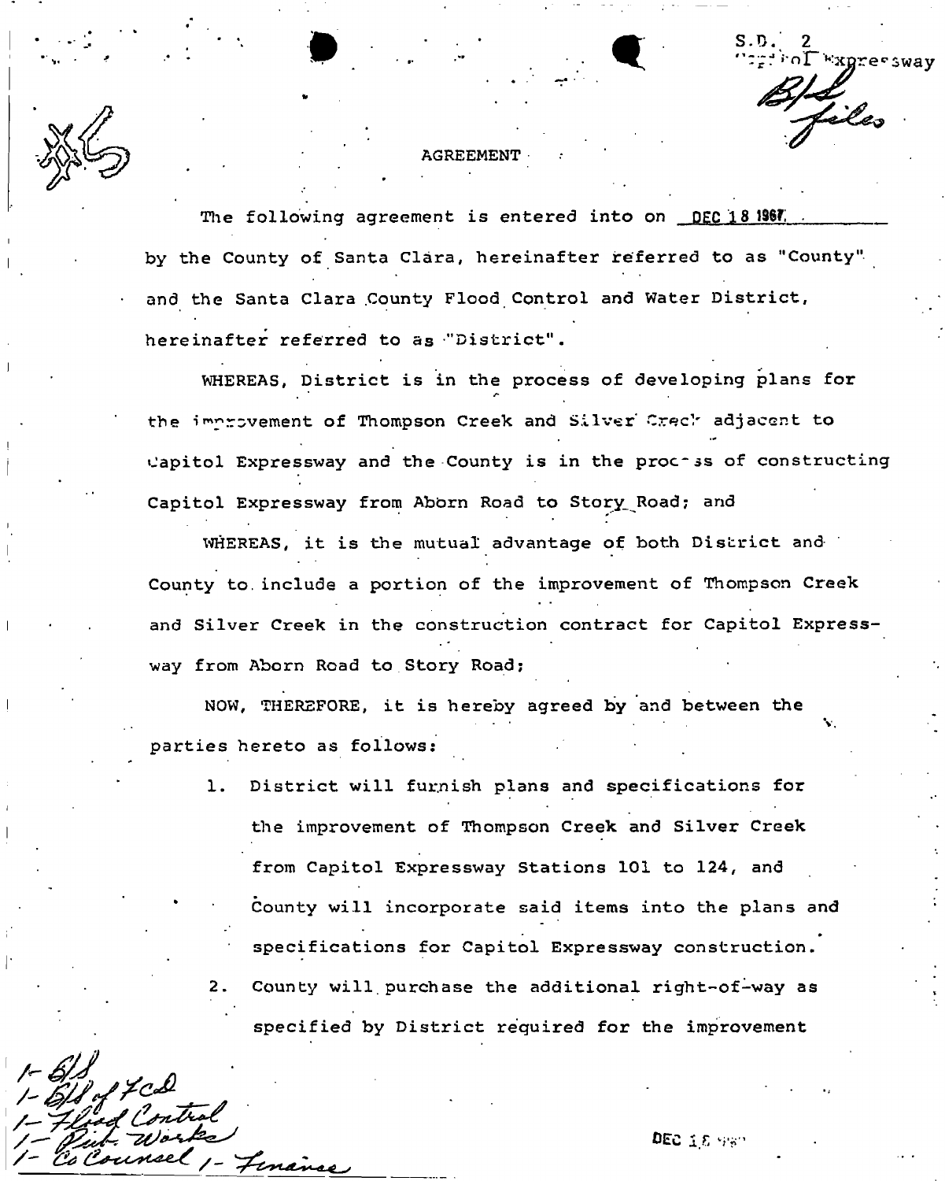S.D. 2
Capitol Expressway

B/S files

#5

AGREEMENT

The following agreement is entered into on DEC 18 1967 by the County of Santa Clara, hereinafter referred to as "County" and the Santa Clara County Flood Control and Water District, hereinafter referred to as "District".

WHEREAS, District is in the process of developing plans for the improvement of Thompson Creek and Silver Creek adjacent to Capitol Expressway and the County is in the process of constructing Capitol Expressway from Aborn Road to Story Road; and

WHEREAS, it is the mutual advantage of both District and County to include a portion of the improvement of Thompson Creek and Silver Creek in the construction contract for Capitol Expressway from Aborn Road to Story Road;

NOW, THEREFORE, it is hereby agreed by and between the parties hereto as follows:

1. District will furnish plans and specifications for the improvement of Thompson Creek and Silver Creek from Capitol Expressway Stations 101 to 124, and County will incorporate said items into the plans and specifications for Capitol Expressway construction.
2. County will purchase the additional right-of-way as specified by District required for the improvement

1- B/S
1- B/S of FCD
1- Flood Control
1- Pub. Works
1- Co Counsel 1- Finance

DEC 18 1967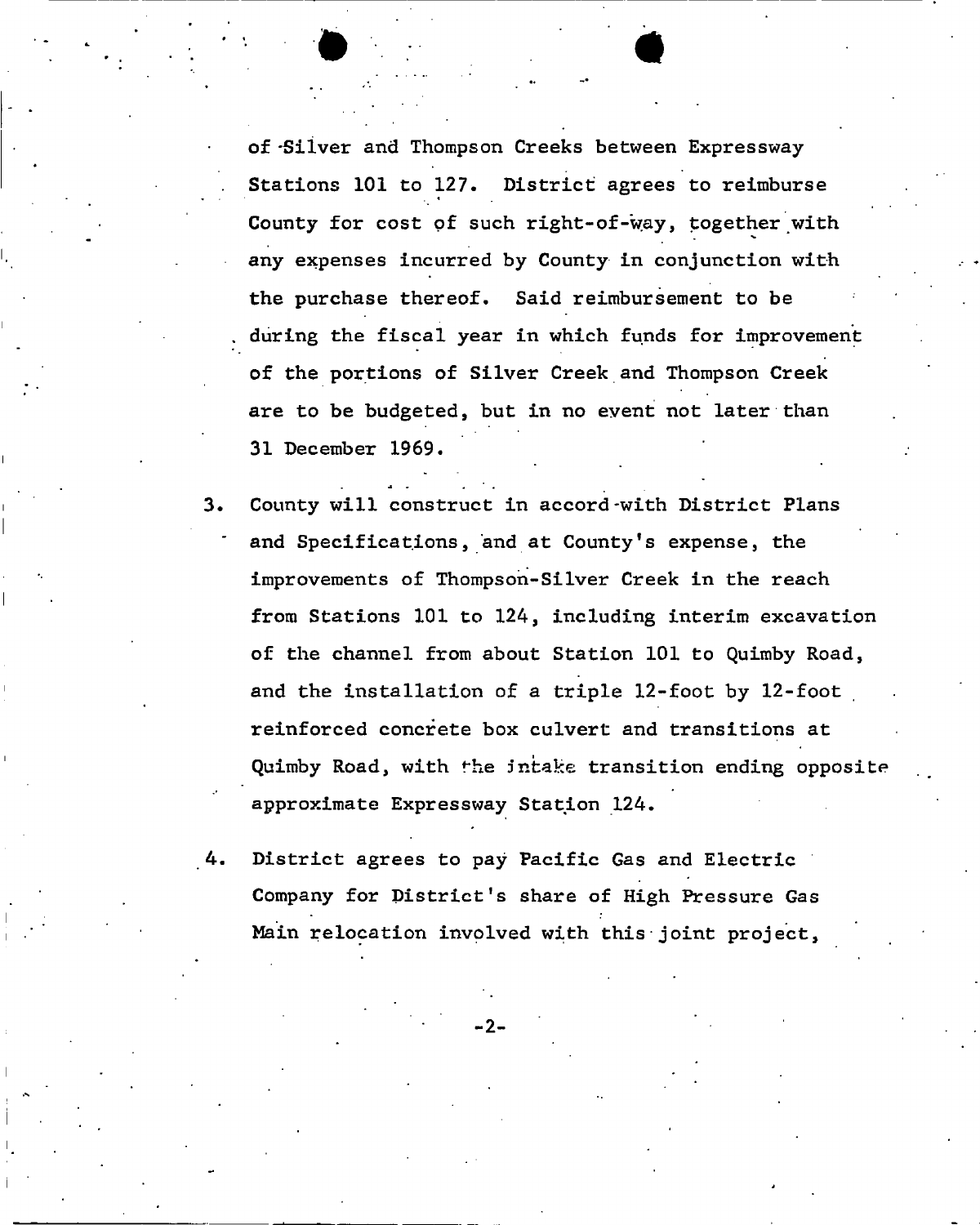of Silver and Thompson Creeks between Expressway Stations 101 to 127. District agrees to reimburse County for cost of such right-of-way, together with any expenses incurred by County in conjunction with the purchase thereof. Said reimbursement to be during the fiscal year in which funds for improvement of the portions of Silver Creek and Thompson Creek are to be budgeted, but in no event not later than 31 December 1969.

3. County will construct in accord with District Plans and Specifications, and at County's expense, the improvements of Thompson-Silver Creek in the reach from Stations 101 to 124, including interim excavation of the channel from about Station 101 to Quimby Road, and the installation of a triple 12-foot by 12-foot reinforced concrete box culvert and transitions at Quimby Road, with the intake transition ending opposite approximate Expressway Station 124.

4. District agrees to pay Pacific Gas and Electric Company for District's share of High Pressure Gas Main relocation involved with this joint project,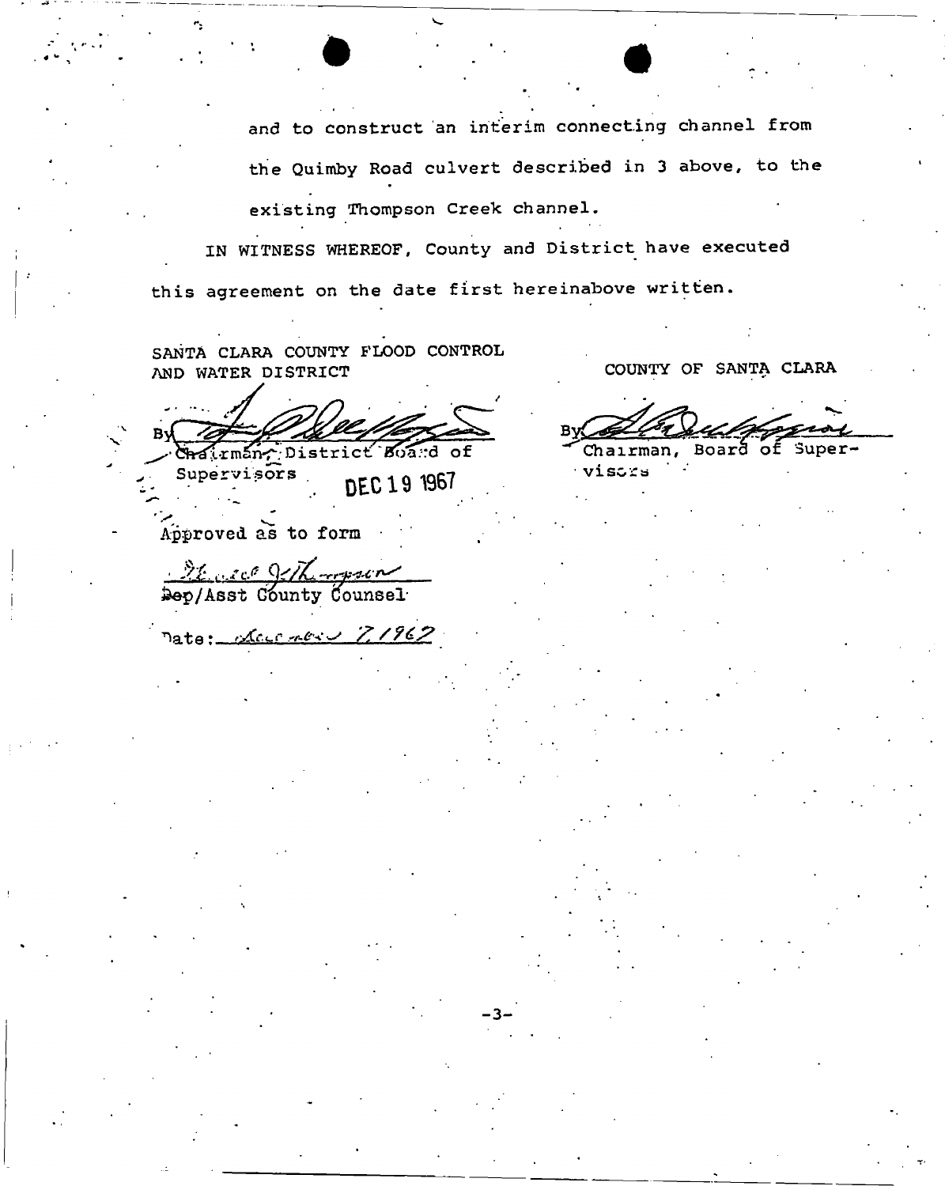and to construct an interim connecting channel from the Quimby Road culvert described in 3 above, to the existing Thompson Creek channel.

IN WITNESS WHEREOF, County and District have executed this agreement on the date first hereinabove written.

SANTA CLARA COUNTY FLOOD CONTROL AND WATER DISTRICT

By ______________________
Chairman, District Board of Supervisors

DEC 19 1967

COUNTY OF SANTA CLARA

By ______________________
Chairman, Board of Supervisors

Approved as to form

______________________
Dep/Asst County Counsel

Date: December 7, 1967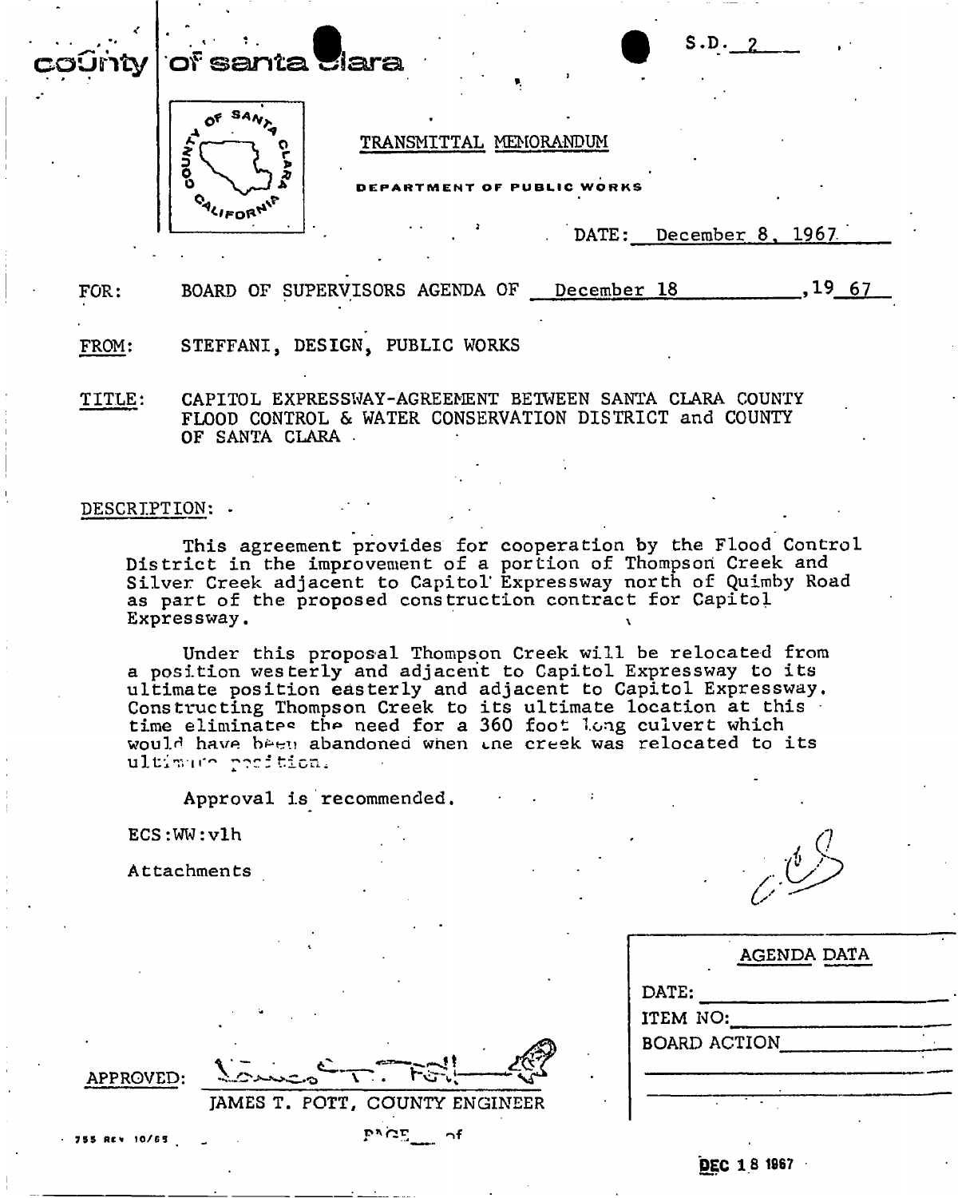county of santa clara

S.D. 2

TRANSMITTAL MEMORANDUM

DEPARTMENT OF PUBLIC WORKS

DATE: December 8, 1967

FOR: BOARD OF SUPERVISORS AGENDA OF December 18, 1967

FROM: STEFFANI, DESIGN, PUBLIC WORKS

TITLE: CAPITOL EXPRESSWAY-AGREEMENT BETWEEN SANTA CLARA COUNTY FLOOD CONTROL & WATER CONSERVATION DISTRICT and COUNTY OF SANTA CLARA

DESCRIPTION:

This agreement provides for cooperation by the Flood Control District in the improvement of a portion of Thompson Creek and Silver Creek adjacent to Capitol Expressway north of Quimby Road as part of the proposed construction contract for Capitol Expressway.

Under this proposal Thompson Creek will be relocated from a position westerly and adjacent to Capitol Expressway to its ultimate position easterly and adjacent to Capitol Expressway. Constructing Thompson Creek to its ultimate location at this time eliminates the need for a 360 foot long culvert which would have been abandoned when the creek was relocated to its ultimate position.

Approval is recommended.

ECS:WW:vlh

Attachments

APPROVED: JAMES T. POTT, COUNTY ENGINEER

| AGENDA DATA | |
|---|---|
| DATE: | |
| ITEM NO: | |
| BOARD ACTION | |

DEC 18 1967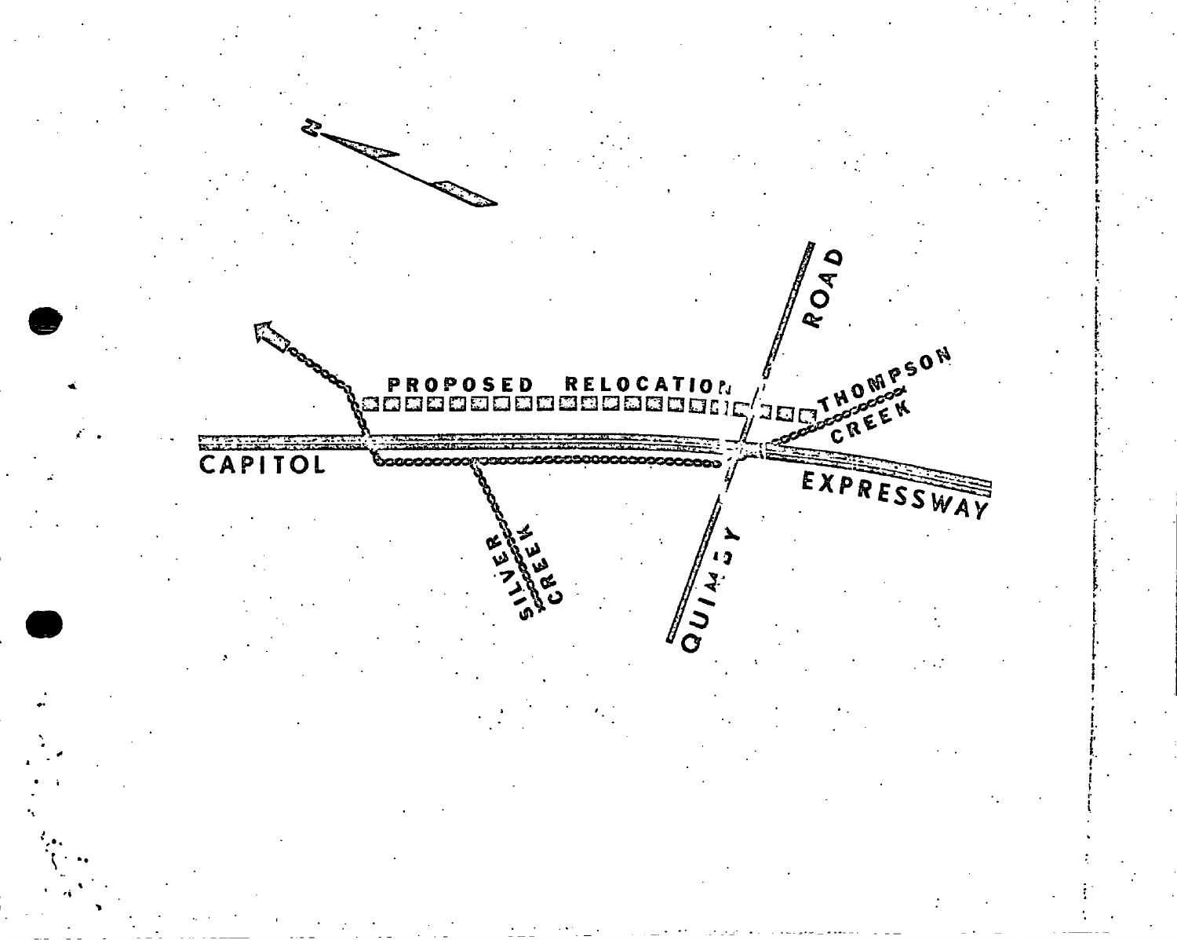N

PROPOSED RELOCATION

CAPITOL

EXPRESSWAY

SILVER CREEK

THOMPSON CREEK

QUIMBY

ROAD